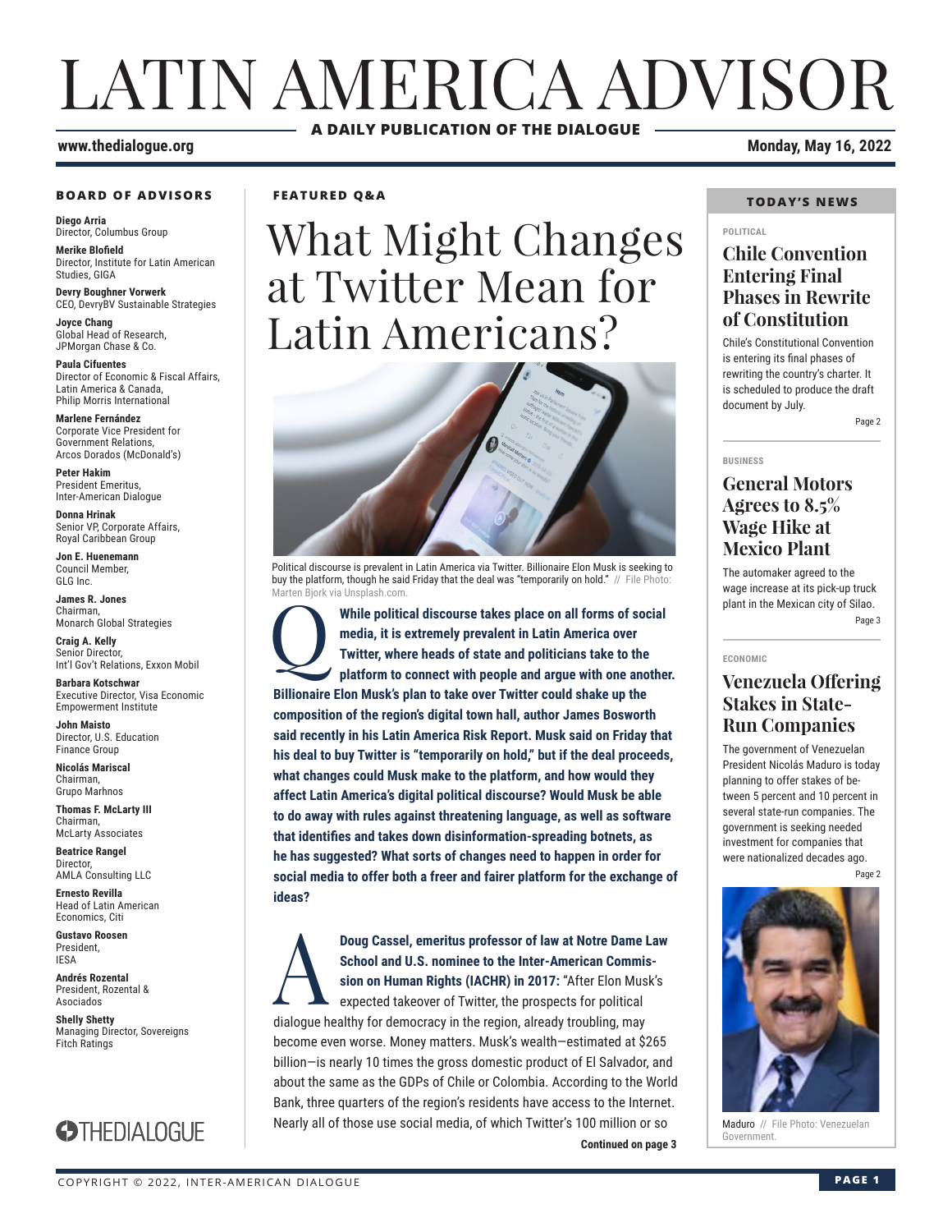# LATIN AMERICA ADVISOR

**A DAILY PUBLICATION OF THE DIALOGUE**

**www.thedialogue.org** **Monday, May 16, 2022**

### BOARD OF ADVISORS

**Diego Arria**
Director, Columbus Group

**Merike Blofield**
Director, Institute for Latin American Studies, GIGA

**Devry Boughner Vorwerk**
CEO, DevryBV Sustainable Strategies

**Joyce Chang**
Global Head of Research, JPMorgan Chase & Co.

**Paula Cifuentes**
Director of Economic & Fiscal Affairs, Latin America & Canada, Philip Morris International

**Marlene Fernández**
Corporate Vice President for Government Relations, Arcos Dorados (McDonald's)

**Peter Hakim**
President Emeritus, Inter-American Dialogue

**Donna Hrinak**
Senior VP, Corporate Affairs, Royal Caribbean Group

**Jon E. Huenemann**
Council Member, GLG Inc.

**James R. Jones**
Chairman, Monarch Global Strategies

**Craig A. Kelly**
Senior Director, Int'l Gov't Relations, Exxon Mobil

**Barbara Kotschwar**
Executive Director, Visa Economic Empowerment Institute

**John Maisto**
Director, U.S. Education Finance Group

**Nicolás Mariscal**
Chairman, Grupo Marhnos

**Thomas F. McLarty III**
Chairman, McLarty Associates

**Beatrice Rangel**
Director, AMLA Consulting LLC

**Ernesto Revilla**
Head of Latin American Economics, Citi

**Gustavo Roosen**
President, IESA

**Andrés Rozental**
President, Rozental & Asociados

**Shelly Shetty**
Managing Director, Sovereigns Fitch Ratings

THEDIALOGUE

### FEATURED Q&A

# What Might Changes at Twitter Mean for Latin Americans?

Political discourse is prevalent in Latin America via Twitter. Billionaire Elon Musk is seeking to buy the platform, though he said Friday that the deal was "temporarily on hold." // File Photo: Marten Bjork via Unsplash.com.

**Q** **While political discourse takes place on all forms of social media, it is extremely prevalent in Latin America over Twitter, where heads of state and politicians take to the platform to connect with people and argue with one another. Billionaire Elon Musk's plan to take over Twitter could shake up the composition of the region's digital town hall, author James Bosworth said recently in his Latin America Risk Report. Musk said on Friday that his deal to buy Twitter is "temporarily on hold," but if the deal proceeds, what changes could Musk make to the platform, and how would they affect Latin America's digital political discourse? Would Musk be able to do away with rules against threatening language, as well as software that identifies and takes down disinformation-spreading botnets, as he has suggested? What sorts of changes need to happen in order for social media to offer both a freer and fairer platform for the exchange of ideas?**

**A** **Doug Cassel, emeritus professor of law at Notre Dame Law School and U.S. nominee to the Inter-American Commission on Human Rights (IACHR) in 2017:** "After Elon Musk's expected takeover of Twitter, the prospects for political dialogue healthy for democracy in the region, already troubling, may become even worse. Money matters. Musk's wealth—estimated at $265 billion—is nearly 10 times the gross domestic product of El Salvador, and about the same as the GDPs of Chile or Colombia. According to the World Bank, three quarters of the region's residents have access to the Internet. Nearly all of those use social media, of which Twitter's 100 million or so

**Continued on page 3**

### TODAY'S NEWS

POLITICAL

## Chile Convention Entering Final Phases in Rewrite of Constitution

Chile's Constitutional Convention is entering its final phases of rewriting the country's charter. It is scheduled to produce the draft document by July.

Page 2

BUSINESS

## General Motors Agrees to 8.5% Wage Hike at Mexico Plant

The automaker agreed to the wage increase at its pick-up truck plant in the Mexican city of Silao.

Page 3

ECONOMIC

## Venezuela Offering Stakes in State-Run Companies

The government of Venezuelan President Nicolás Maduro is today planning to offer stakes of between 5 percent and 10 percent in several state-run companies. The government is seeking needed investment for companies that were nationalized decades ago.

Page 2

Maduro // File Photo: Venezuelan Government.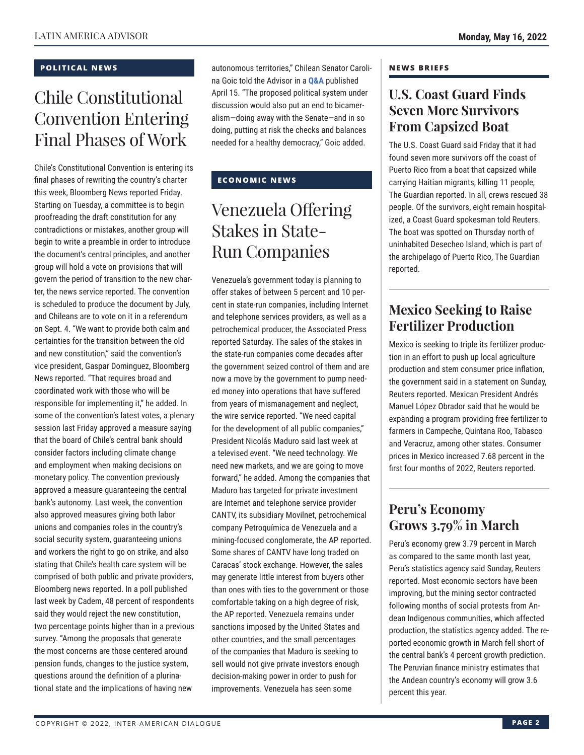## POLITICAL NEWS

# Chile Constitutional Convention Entering Final Phases of Work

Chile's Constitutional Convention is entering its final phases of rewriting the country's charter this week, Bloomberg News reported Friday. Starting on Tuesday, a committee is to begin proofreading the draft constitution for any contradictions or mistakes, another group will begin to write a preamble in order to introduce the document's central principles, and another group will hold a vote on provisions that will govern the period of transition to the new charter, the news service reported. The convention is scheduled to produce the document by July, and Chileans are to vote on it in a referendum on Sept. 4. "We want to provide both calm and certainties for the transition between the old and new constitution," said the convention's vice president, Gaspar Dominguez, Bloomberg News reported. "That requires broad and coordinated work with those who will be responsible for implementing it," he added. In some of the convention's latest votes, a plenary session last Friday approved a measure saying that the board of Chile's central bank should consider factors including climate change and employment when making decisions on monetary policy. The convention previously approved a measure guaranteeing the central bank's autonomy. Last week, the convention also approved measures giving both labor unions and companies roles in the country's social security system, guaranteeing unions and workers the right to go on strike, and also stating that Chile's health care system will be comprised of both public and private providers, Bloomberg news reported. In a poll published last week by Cadem, 48 percent of respondents said they would reject the new constitution, two percentage points higher than in a previous survey. "Among the proposals that generate the most concerns are those centered around pension funds, changes to the justice system, questions around the definition of a plurinational state and the implications of having new autonomous territories," Chilean Senator Carolina Goic told the Advisor in a **Q&A** published April 15. "The proposed political system under discussion would also put an end to bicameralism—doing away with the Senate—and in so doing, putting at risk the checks and balances needed for a healthy democracy," Goic added.

## ECONOMIC NEWS

# Venezuela Offering Stakes in State-Run Companies

Venezuela's government today is planning to offer stakes of between 5 percent and 10 percent in state-run companies, including Internet and telephone services providers, as well as a petrochemical producer, the Associated Press reported Saturday. The sales of the stakes in the state-run companies come decades after the government seized control of them and are now a move by the government to pump needed money into operations that have suffered from years of mismanagement and neglect, the wire service reported. "We need capital for the development of all public companies," President Nicolás Maduro said last week at a televised event. "We need technology. We need new markets, and we are going to move forward," he added. Among the companies that Maduro has targeted for private investment are Internet and telephone service provider CANTV, its subsidiary Movilnet, petrochemical company Petroquímica de Venezuela and a mining-focused conglomerate, the AP reported. Some shares of CANTV have long traded on Caracas' stock exchange. However, the sales may generate little interest from buyers other than ones with ties to the government or those comfortable taking on a high degree of risk, the AP reported. Venezuela remains under sanctions imposed by the United States and other countries, and the small percentages of the companies that Maduro is seeking to sell would not give private investors enough decision-making power in order to push for improvements. Venezuela has seen some

## NEWS BRIEFS

### U.S. Coast Guard Finds Seven More Survivors From Capsized Boat

The U.S. Coast Guard said Friday that it had found seven more survivors off the coast of Puerto Rico from a boat that capsized while carrying Haitian migrants, killing 11 people, The Guardian reported. In all, crews rescued 38 people. Of the survivors, eight remain hospitalized, a Coast Guard spokesman told Reuters. The boat was spotted on Thursday north of uninhabited Desecheo Island, which is part of the archipelago of Puerto Rico, The Guardian reported.

### Mexico Seeking to Raise Fertilizer Production

Mexico is seeking to triple its fertilizer production in an effort to push up local agriculture production and stem consumer price inflation, the government said in a statement on Sunday, Reuters reported. Mexican President Andrés Manuel López Obrador said that he would be expanding a program providing free fertilizer to farmers in Campeche, Quintana Roo, Tabasco and Veracruz, among other states. Consumer prices in Mexico increased 7.68 percent in the first four months of 2022, Reuters reported.

### Peru's Economy Grows 3.79% in March

Peru's economy grew 3.79 percent in March as compared to the same month last year, Peru's statistics agency said Sunday, Reuters reported. Most economic sectors have been improving, but the mining sector contracted following months of social protests from Andean Indigenous communities, which affected production, the statistics agency added. The reported economic growth in March fell short of the central bank's 4 percent growth prediction. The Peruvian finance ministry estimates that the Andean country's economy will grow 3.6 percent this year.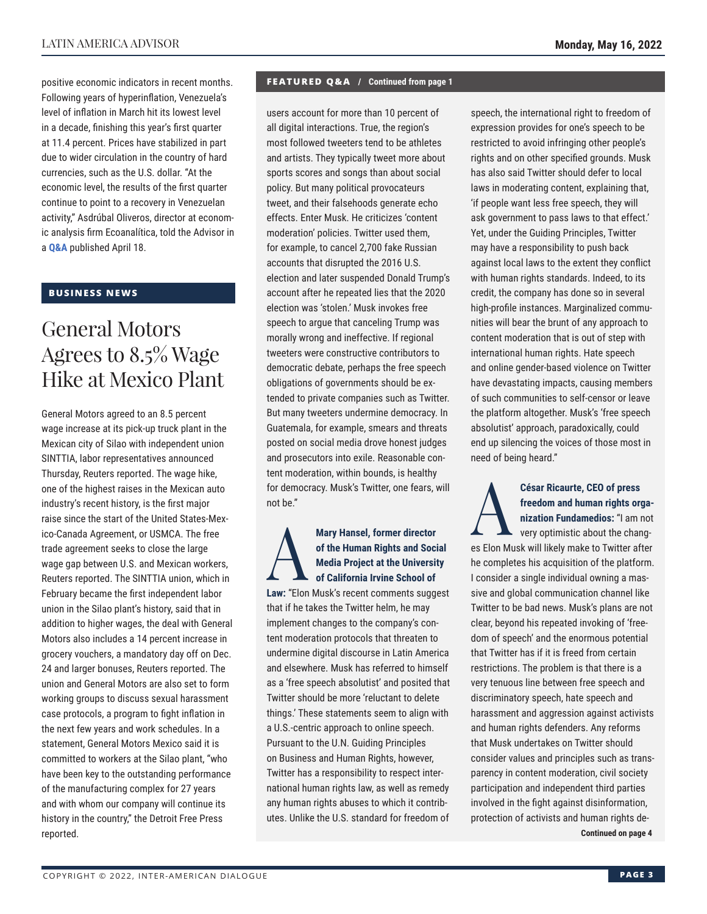positive economic indicators in recent months. Following years of hyperinflation, Venezuela's level of inflation in March hit its lowest level in a decade, finishing this year's first quarter at 11.4 percent. Prices have stabilized in part due to wider circulation in the country of hard currencies, such as the U.S. dollar. "At the economic level, the results of the first quarter continue to point to a recovery in Venezuelan activity," Asdrúbal Oliveros, director at economic analysis firm Ecoanalítica, told the Advisor in a **Q&A** published April 18.

## BUSINESS NEWS

# General Motors Agrees to 8.5% Wage Hike at Mexico Plant

General Motors agreed to an 8.5 percent wage increase at its pick-up truck plant in the Mexican city of Silao with independent union SINTTIA, labor representatives announced Thursday, Reuters reported. The wage hike, one of the highest raises in the Mexican auto industry's recent history, is the first major raise since the start of the United States-Mexico-Canada Agreement, or USMCA. The free trade agreement seeks to close the large wage gap between U.S. and Mexican workers, Reuters reported. The SINTTIA union, which in February became the first independent labor union in the Silao plant's history, said that in addition to higher wages, the deal with General Motors also includes a 14 percent increase in grocery vouchers, a mandatory day off on Dec. 24 and larger bonuses, Reuters reported. The union and General Motors are also set to form working groups to discuss sexual harassment case protocols, a program to fight inflation in the next few years and work schedules. In a statement, General Motors Mexico said it is committed to workers at the Silao plant, "who have been key to the outstanding performance of the manufacturing complex for 27 years and with whom our company will continue its history in the country," the Detroit Free Press reported.

## FEATURED Q&A / Continued from page 1

users account for more than 10 percent of all digital interactions. True, the region's most followed tweeters tend to be athletes and artists. They typically tweet more about sports scores and songs than about social policy. But many political provocateurs tweet, and their falsehoods generate echo effects. Enter Musk. He criticizes 'content moderation' policies. Twitter used them, for example, to cancel 2,700 fake Russian accounts that disrupted the 2016 U.S. election and later suspended Donald Trump's account after he repeated lies that the 2020 election was 'stolen.' Musk invokes free speech to argue that canceling Trump was morally wrong and ineffective. If regional tweeters were constructive contributors to democratic debate, perhaps the free speech obligations of governments should be extended to private companies such as Twitter. But many tweeters undermine democracy. In Guatemala, for example, smears and threats posted on social media drove honest judges and prosecutors into exile. Reasonable content moderation, within bounds, is healthy for democracy. Musk's Twitter, one fears, will not be."

**A** **Mary Hansel, former director of the Human Rights and Social Media Project at the University of California Irvine School of Law:** "Elon Musk's recent comments suggest that if he takes the Twitter helm, he may implement changes to the company's content moderation protocols that threaten to undermine digital discourse in Latin America and elsewhere. Musk has referred to himself as a 'free speech absolutist' and posited that Twitter should be more 'reluctant to delete things.' These statements seem to align with a U.S.-centric approach to online speech. Pursuant to the U.N. Guiding Principles on Business and Human Rights, however, Twitter has a responsibility to respect international human rights law, as well as remedy any human rights abuses to which it contributes. Unlike the U.S. standard for freedom of speech, the international right to freedom of expression provides for one's speech to be restricted to avoid infringing other people's rights and on other specified grounds. Musk has also said Twitter should defer to local laws in moderating content, explaining that, 'if people want less free speech, they will ask government to pass laws to that effect.' Yet, under the Guiding Principles, Twitter may have a responsibility to push back against local laws to the extent they conflict with human rights standards. Indeed, to its credit, the company has done so in several high-profile instances. Marginalized communities will bear the brunt of any approach to content moderation that is out of step with international human rights. Hate speech and online gender-based violence on Twitter have devastating impacts, causing members of such communities to self-censor or leave the platform altogether. Musk's 'free speech absolutist' approach, paradoxically, could end up silencing the voices of those most in need of being heard."

**A** **César Ricaurte, CEO of press freedom and human rights organization Fundamedios:** "I am not very optimistic about the changes Elon Musk will likely make to Twitter after he completes his acquisition of the platform. I consider a single individual owning a massive and global communication channel like Twitter to be bad news. Musk's plans are not clear, beyond his repeated invoking of 'freedom of speech' and the enormous potential that Twitter has if it is freed from certain restrictions. The problem is that there is a very tenuous line between free speech and discriminatory speech, hate speech and harassment and aggression against activists and human rights defenders. Any reforms that Musk undertakes on Twitter should consider values and principles such as transparency in content moderation, civil society participation and independent third parties involved in the fight against disinformation, protection of activists and human rights de-

**Continued on page 4**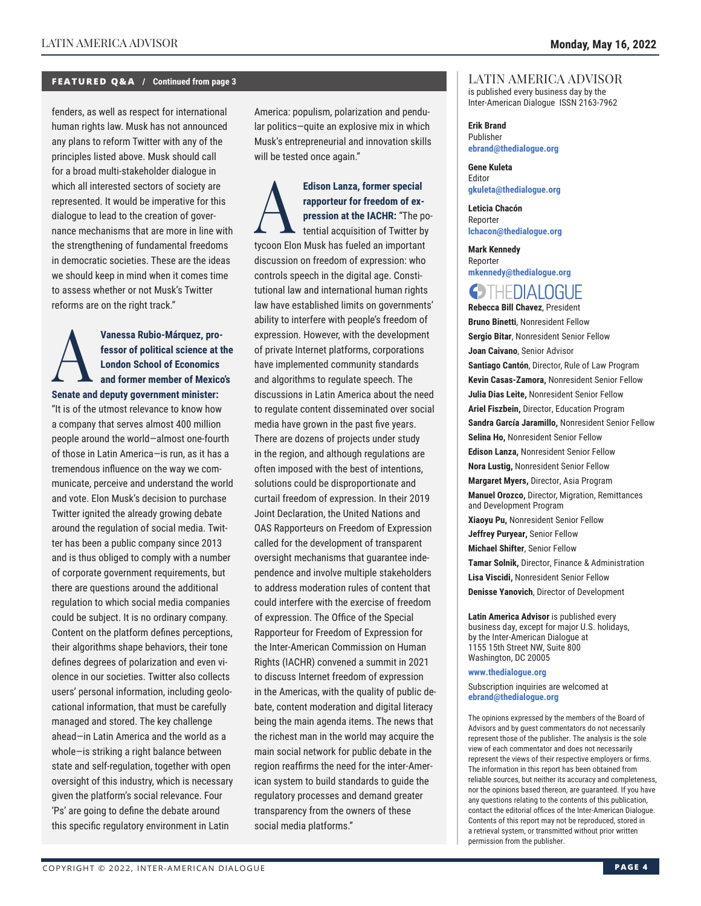**FEATURED Q&A / Continued from page 3**

fenders, as well as respect for international human rights law. Musk has not announced any plans to reform Twitter with any of the principles listed above. Musk should call for a broad multi-stakeholder dialogue in which all interested sectors of society are represented. It would be imperative for this dialogue to lead to the creation of governance mechanisms that are more in line with the strengthening of fundamental freedoms in democratic societies. These are the ideas we should keep in mind when it comes time to assess whether or not Musk's Twitter reforms are on the right track."

**A** **Vanessa Rubio-Márquez, professor of political science at the London School of Economics and former member of Mexico's Senate and deputy government minister:** "It is of the utmost relevance to know how a company that serves almost 400 million people around the world—almost one-fourth of those in Latin America—is run, as it has a tremendous influence on the way we communicate, perceive and understand the world and vote. Elon Musk's decision to purchase Twitter ignited the already growing debate around the regulation of social media. Twitter has been a public company since 2013 and is thus obliged to comply with a number of corporate government requirements, but there are questions around the additional regulation to which social media companies could be subject. It is no ordinary company. Content on the platform defines perceptions, their algorithms shape behaviors, their tone defines degrees of polarization and even violence in our societies. Twitter also collects users' personal information, including geolocational information, that must be carefully managed and stored. The key challenge ahead—in Latin America and the world as a whole—is striking a right balance between state and self-regulation, together with open oversight of this industry, which is necessary given the platform's social relevance. Four 'Ps' are going to define the debate around this specific regulatory environment in Latin America: populism, polarization and pendular politics—quite an explosive mix in which Musk's entrepreneurial and innovation skills will be tested once again."

**A** **Edison Lanza, former special rapporteur for freedom of expression at the IACHR:** "The potential acquisition of Twitter by tycoon Elon Musk has fueled an important discussion on freedom of expression: who controls speech in the digital age. Constitutional law and international human rights law have established limits on governments' ability to interfere with people's freedom of expression. However, with the development of private Internet platforms, corporations have implemented community standards and algorithms to regulate speech. The discussions in Latin America about the need to regulate content disseminated over social media have grown in the past five years. There are dozens of projects under study in the region, and although regulations are often imposed with the best of intentions, solutions could be disproportionate and curtail freedom of expression. In their 2019 Joint Declaration, the United Nations and OAS Rapporteurs on Freedom of Expression called for the development of transparent oversight mechanisms that guarantee independence and involve multiple stakeholders to address moderation rules of content that could interfere with the exercise of freedom of expression. The Office of the Special Rapporteur for Freedom of Expression for the Inter-American Commission on Human Rights (IACHR) convened a summit in 2021 to discuss Internet freedom of expression in the Americas, with the quality of public debate, content moderation and digital literacy being the main agenda items. The news that the richest man in the world may acquire the main social network for public debate in the region reaffirms the need for the inter-American system to build standards to guide the regulatory processes and demand greater transparency from the owners of these social media platforms."

---

LATIN AMERICA ADVISOR
is published every business day by the Inter-American Dialogue ISSN 2163-7962

**Erik Brand**
Publisher
**ebrand@thedialogue.org**

**Gene Kuleta**
Editor
**gkuleta@thedialogue.org**

**Leticia Chacón**
Reporter
**lchacon@thedialogue.org**

**Mark Kennedy**
Reporter
**mkennedy@thedialogue.org**

THEDIALOGUE

**Rebecca Bill Chavez**, President
**Bruno Binetti**, Nonresident Fellow
**Sergio Bitar**, Nonresident Senior Fellow
**Joan Caivano**, Senior Advisor
**Santiago Cantón**, Director, Rule of Law Program
**Kevin Casas-Zamora,** Nonresident Senior Fellow
**Julia Dias Leite,** Nonresident Senior Fellow
**Ariel Fiszbein,** Director, Education Program
**Sandra García Jaramillo,** Nonresident Senior Fellow
**Selina Ho,** Nonresident Senior Fellow
**Edison Lanza,** Nonresident Senior Fellow
**Nora Lustig,** Nonresident Senior Fellow
**Margaret Myers,** Director, Asia Program
**Manuel Orozco,** Director, Migration, Remittances and Development Program
**Xiaoyu Pu,** Nonresident Senior Fellow
**Jeffrey Puryear,** Senior Fellow
**Michael Shifter**, Senior Fellow
**Tamar Solnik,** Director, Finance & Administration
**Lisa Viscidi,** Nonresident Senior Fellow
**Denisse Yanovich**, Director of Development

**Latin America Advisor** is published every business day, except for major U.S. holidays, by the Inter-American Dialogue at
1155 15th Street NW, Suite 800
Washington, DC 20005

**www.thedialogue.org**

Subscription inquiries are welcomed at
**ebrand@thedialogue.org**

The opinions expressed by the members of the Board of Advisors and by guest commentators do not necessarily represent those of the publisher. The analysis is the sole view of each commentator and does not necessarily represent the views of their respective employers or firms. The information in this report has been obtained from reliable sources, but neither its accuracy and completeness, nor the opinions based thereon, are guaranteed. If you have any questions relating to the contents of this publication, contact the editorial offices of the Inter-American Dialogue. Contents of this report may not be reproduced, stored in a retrieval system, or transmitted without prior written permission from the publisher.